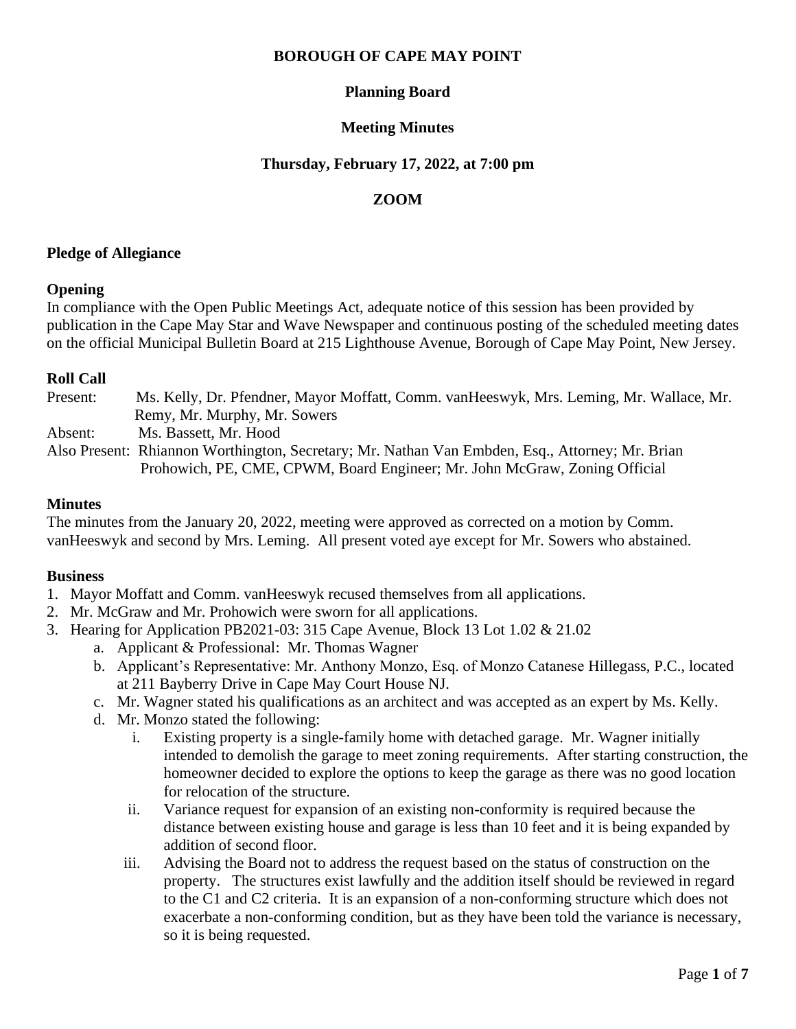**BOROUGH OF CAPE MAY POINT**

**Planning Board**

**Meeting Minutes**

**Thursday, February 17, 2022, at 7:00 pm**

**ZOOM**

**Pledge of Allegiance**

**Opening**

In compliance with the Open Public Meetings Act, adequate notice of this session has been provided by publication in the Cape May Star and Wave Newspaper and continuous posting of the scheduled meeting dates on the official Municipal Bulletin Board at 215 Lighthouse Avenue, Borough of Cape May Point, New Jersey.

**Roll Call**

Present: Ms. Kelly, Dr. Pfendner, Mayor Moffatt, Comm. vanHeeswyk, Mrs. Leming, Mr. Wallace, Mr. Remy, Mr. Murphy, Mr. Sowers

Absent: Ms. Bassett, Mr. Hood

Also Present: Rhiannon Worthington, Secretary; Mr. Nathan Van Embden, Esq., Attorney; Mr. Brian Prohowich, PE, CME, CPWM, Board Engineer; Mr. John McGraw, Zoning Official

**Minutes**

The minutes from the January 20, 2022, meeting were approved as corrected on a motion by Comm. vanHeeswyk and second by Mrs. Leming. All present voted aye except for Mr. Sowers who abstained.

**Business**

1. Mayor Moffatt and Comm. vanHeeswyk recused themselves from all applications.
2. Mr. McGraw and Mr. Prohowich were sworn for all applications.
3. Hearing for Application PB2021-03: 315 Cape Avenue, Block 13 Lot 1.02 & 21.02
   a. Applicant & Professional: Mr. Thomas Wagner
   b. Applicant's Representative: Mr. Anthony Monzo, Esq. of Monzo Catanese Hillegass, P.C., located at 211 Bayberry Drive in Cape May Court House NJ.
   c. Mr. Wagner stated his qualifications as an architect and was accepted as an expert by Ms. Kelly.
   d. Mr. Monzo stated the following:
      i. Existing property is a single-family home with detached garage. Mr. Wagner initially intended to demolish the garage to meet zoning requirements. After starting construction, the homeowner decided to explore the options to keep the garage as there was no good location for relocation of the structure.
      ii. Variance request for expansion of an existing non-conformity is required because the distance between existing house and garage is less than 10 feet and it is being expanded by addition of second floor.
      iii. Advising the Board not to address the request based on the status of construction on the property. The structures exist lawfully and the addition itself should be reviewed in regard to the C1 and C2 criteria. It is an expansion of a non-conforming structure which does not exacerbate a non-conforming condition, but as they have been told the variance is necessary, so it is being requested.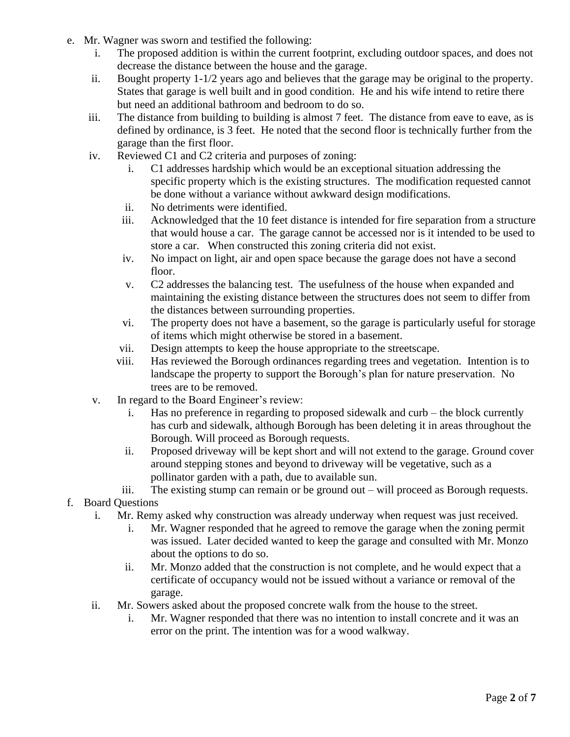e. Mr. Wagner was sworn and testified the following:
   i. The proposed addition is within the current footprint, excluding outdoor spaces, and does not decrease the distance between the house and the garage.
   ii. Bought property 1-1/2 years ago and believes that the garage may be original to the property. States that garage is well built and in good condition. He and his wife intend to retire there but need an additional bathroom and bedroom to do so.
   iii. The distance from building to building is almost 7 feet. The distance from eave to eave, as is defined by ordinance, is 3 feet. He noted that the second floor is technically further from the garage than the first floor.
   iv. Reviewed C1 and C2 criteria and purposes of zoning:
      i. C1 addresses hardship which would be an exceptional situation addressing the specific property which is the existing structures. The modification requested cannot be done without a variance without awkward design modifications.
      ii. No detriments were identified.
      iii. Acknowledged that the 10 feet distance is intended for fire separation from a structure that would house a car. The garage cannot be accessed nor is it intended to be used to store a car. When constructed this zoning criteria did not exist.
      iv. No impact on light, air and open space because the garage does not have a second floor.
      v. C2 addresses the balancing test. The usefulness of the house when expanded and maintaining the existing distance between the structures does not seem to differ from the distances between surrounding properties.
      vi. The property does not have a basement, so the garage is particularly useful for storage of items which might otherwise be stored in a basement.
      vii. Design attempts to keep the house appropriate to the streetscape.
      viii. Has reviewed the Borough ordinances regarding trees and vegetation. Intention is to landscape the property to support the Borough's plan for nature preservation. No trees are to be removed.
   v. In regard to the Board Engineer's review:
      i. Has no preference in regarding to proposed sidewalk and curb – the block currently has curb and sidewalk, although Borough has been deleting it in areas throughout the Borough. Will proceed as Borough requests.
      ii. Proposed driveway will be kept short and will not extend to the garage. Ground cover around stepping stones and beyond to driveway will be vegetative, such as a pollinator garden with a path, due to available sun.
      iii. The existing stump can remain or be ground out – will proceed as Borough requests.

f. Board Questions
   i. Mr. Remy asked why construction was already underway when request was just received.
      i. Mr. Wagner responded that he agreed to remove the garage when the zoning permit was issued. Later decided wanted to keep the garage and consulted with Mr. Monzo about the options to do so.
      ii. Mr. Monzo added that the construction is not complete, and he would expect that a certificate of occupancy would not be issued without a variance or removal of the garage.
   ii. Mr. Sowers asked about the proposed concrete walk from the house to the street.
      i. Mr. Wagner responded that there was no intention to install concrete and it was an error on the print. The intention was for a wood walkway.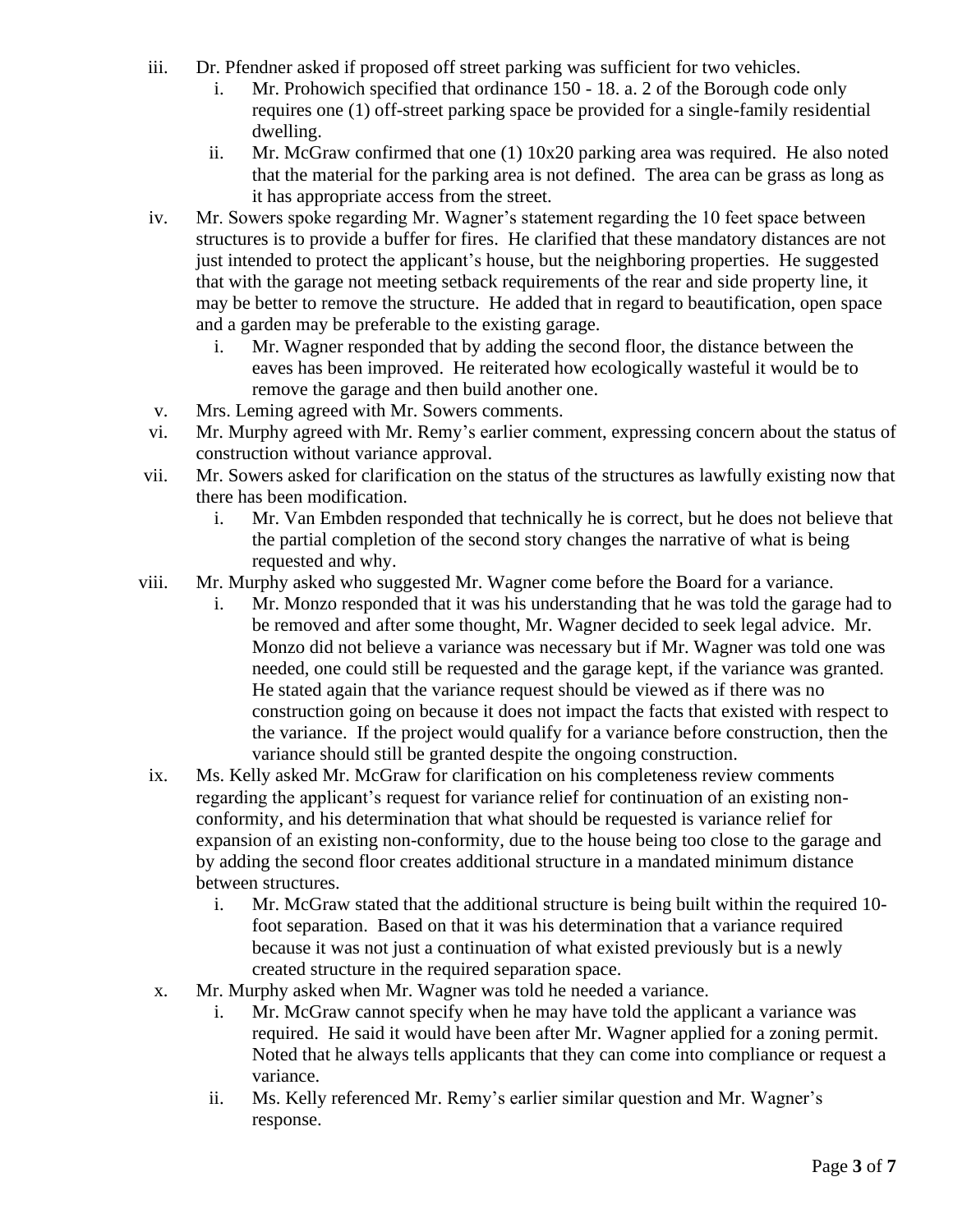iii. Dr. Pfendner asked if proposed off street parking was sufficient for two vehicles.
   i. Mr. Prohowich specified that ordinance 150 - 18. a. 2 of the Borough code only requires one (1) off-street parking space be provided for a single-family residential dwelling.
   ii. Mr. McGraw confirmed that one (1) 10x20 parking area was required. He also noted that the material for the parking area is not defined. The area can be grass as long as it has appropriate access from the street.

iv. Mr. Sowers spoke regarding Mr. Wagner's statement regarding the 10 feet space between structures is to provide a buffer for fires. He clarified that these mandatory distances are not just intended to protect the applicant's house, but the neighboring properties. He suggested that with the garage not meeting setback requirements of the rear and side property line, it may be better to remove the structure. He added that in regard to beautification, open space and a garden may be preferable to the existing garage.
   i. Mr. Wagner responded that by adding the second floor, the distance between the eaves has been improved. He reiterated how ecologically wasteful it would be to remove the garage and then build another one.

v. Mrs. Leming agreed with Mr. Sowers comments.

vi. Mr. Murphy agreed with Mr. Remy's earlier comment, expressing concern about the status of construction without variance approval.

vii. Mr. Sowers asked for clarification on the status of the structures as lawfully existing now that there has been modification.
   i. Mr. Van Embden responded that technically he is correct, but he does not believe that the partial completion of the second story changes the narrative of what is being requested and why.

viii. Mr. Murphy asked who suggested Mr. Wagner come before the Board for a variance.
   i. Mr. Monzo responded that it was his understanding that he was told the garage had to be removed and after some thought, Mr. Wagner decided to seek legal advice. Mr. Monzo did not believe a variance was necessary but if Mr. Wagner was told one was needed, one could still be requested and the garage kept, if the variance was granted. He stated again that the variance request should be viewed as if there was no construction going on because it does not impact the facts that existed with respect to the variance. If the project would qualify for a variance before construction, then the variance should still be granted despite the ongoing construction.

ix. Ms. Kelly asked Mr. McGraw for clarification on his completeness review comments regarding the applicant's request for variance relief for continuation of an existing non-conformity, and his determination that what should be requested is variance relief for expansion of an existing non-conformity, due to the house being too close to the garage and by adding the second floor creates additional structure in a mandated minimum distance between structures.
   i. Mr. McGraw stated that the additional structure is being built within the required 10-foot separation. Based on that it was his determination that a variance required because it was not just a continuation of what existed previously but is a newly created structure in the required separation space.

x. Mr. Murphy asked when Mr. Wagner was told he needed a variance.
   i. Mr. McGraw cannot specify when he may have told the applicant a variance was required. He said it would have been after Mr. Wagner applied for a zoning permit. Noted that he always tells applicants that they can come into compliance or request a variance.
   ii. Ms. Kelly referenced Mr. Remy's earlier similar question and Mr. Wagner's response.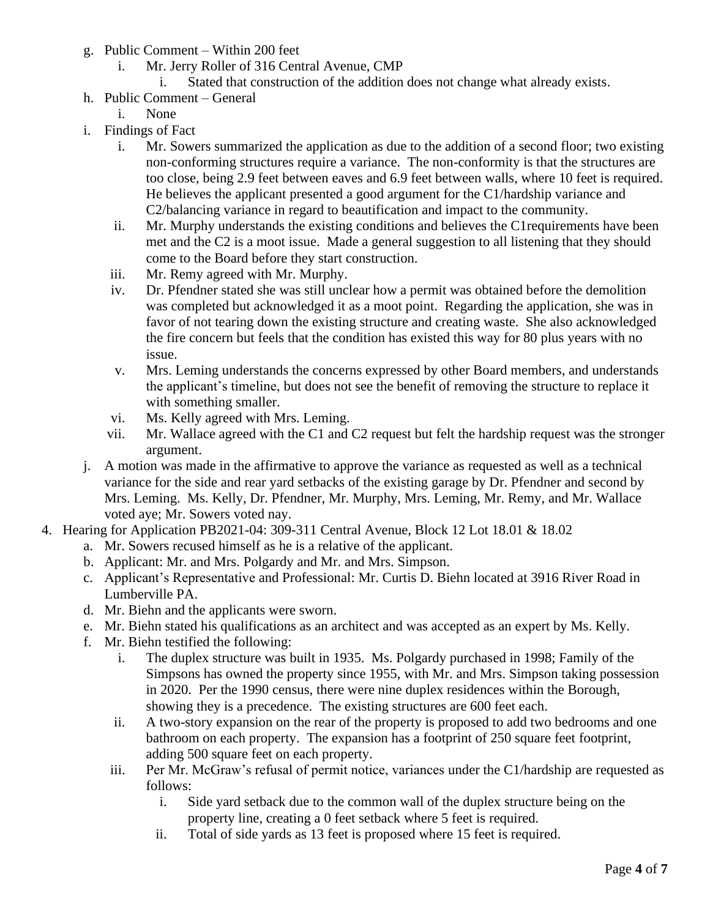g. Public Comment – Within 200 feet
    i. Mr. Jerry Roller of 316 Central Avenue, CMP
        i. Stated that construction of the addition does not change what already exists.

h. Public Comment – General
    i. None

i. Findings of Fact
    i. Mr. Sowers summarized the application as due to the addition of a second floor; two existing non-conforming structures require a variance. The non-conformity is that the structures are too close, being 2.9 feet between eaves and 6.9 feet between walls, where 10 feet is required. He believes the applicant presented a good argument for the C1/hardship variance and C2/balancing variance in regard to beautification and impact to the community.
    ii. Mr. Murphy understands the existing conditions and believes the C1requirements have been met and the C2 is a moot issue. Made a general suggestion to all listening that they should come to the Board before they start construction.
    iii. Mr. Remy agreed with Mr. Murphy.
    iv. Dr. Pfendner stated she was still unclear how a permit was obtained before the demolition was completed but acknowledged it as a moot point. Regarding the application, she was in favor of not tearing down the existing structure and creating waste. She also acknowledged the fire concern but feels that the condition has existed this way for 80 plus years with no issue.
    v. Mrs. Leming understands the concerns expressed by other Board members, and understands the applicant's timeline, but does not see the benefit of removing the structure to replace it with something smaller.
    vi. Ms. Kelly agreed with Mrs. Leming.
    vii. Mr. Wallace agreed with the C1 and C2 request but felt the hardship request was the stronger argument.

j. A motion was made in the affirmative to approve the variance as requested as well as a technical variance for the side and rear yard setbacks of the existing garage by Dr. Pfendner and second by Mrs. Leming. Ms. Kelly, Dr. Pfendner, Mr. Murphy, Mrs. Leming, Mr. Remy, and Mr. Wallace voted aye; Mr. Sowers voted nay.

4. Hearing for Application PB2021-04: 309-311 Central Avenue, Block 12 Lot 18.01 & 18.02
    a. Mr. Sowers recused himself as he is a relative of the applicant.
    b. Applicant: Mr. and Mrs. Polgardy and Mr. and Mrs. Simpson.
    c. Applicant's Representative and Professional: Mr. Curtis D. Biehn located at 3916 River Road in Lumberville PA.
    d. Mr. Biehn and the applicants were sworn.
    e. Mr. Biehn stated his qualifications as an architect and was accepted as an expert by Ms. Kelly.
    f. Mr. Biehn testified the following:
        i. The duplex structure was built in 1935. Ms. Polgardy purchased in 1998; Family of the Simpsons has owned the property since 1955, with Mr. and Mrs. Simpson taking possession in 2020. Per the 1990 census, there were nine duplex residences within the Borough, showing they is a precedence. The existing structures are 600 feet each.
        ii. A two-story expansion on the rear of the property is proposed to add two bedrooms and one bathroom on each property. The expansion has a footprint of 250 square feet footprint, adding 500 square feet on each property.
        iii. Per Mr. McGraw's refusal of permit notice, variances under the C1/hardship are requested as follows:
            i. Side yard setback due to the common wall of the duplex structure being on the property line, creating a 0 feet setback where 5 feet is required.
            ii. Total of side yards as 13 feet is proposed where 15 feet is required.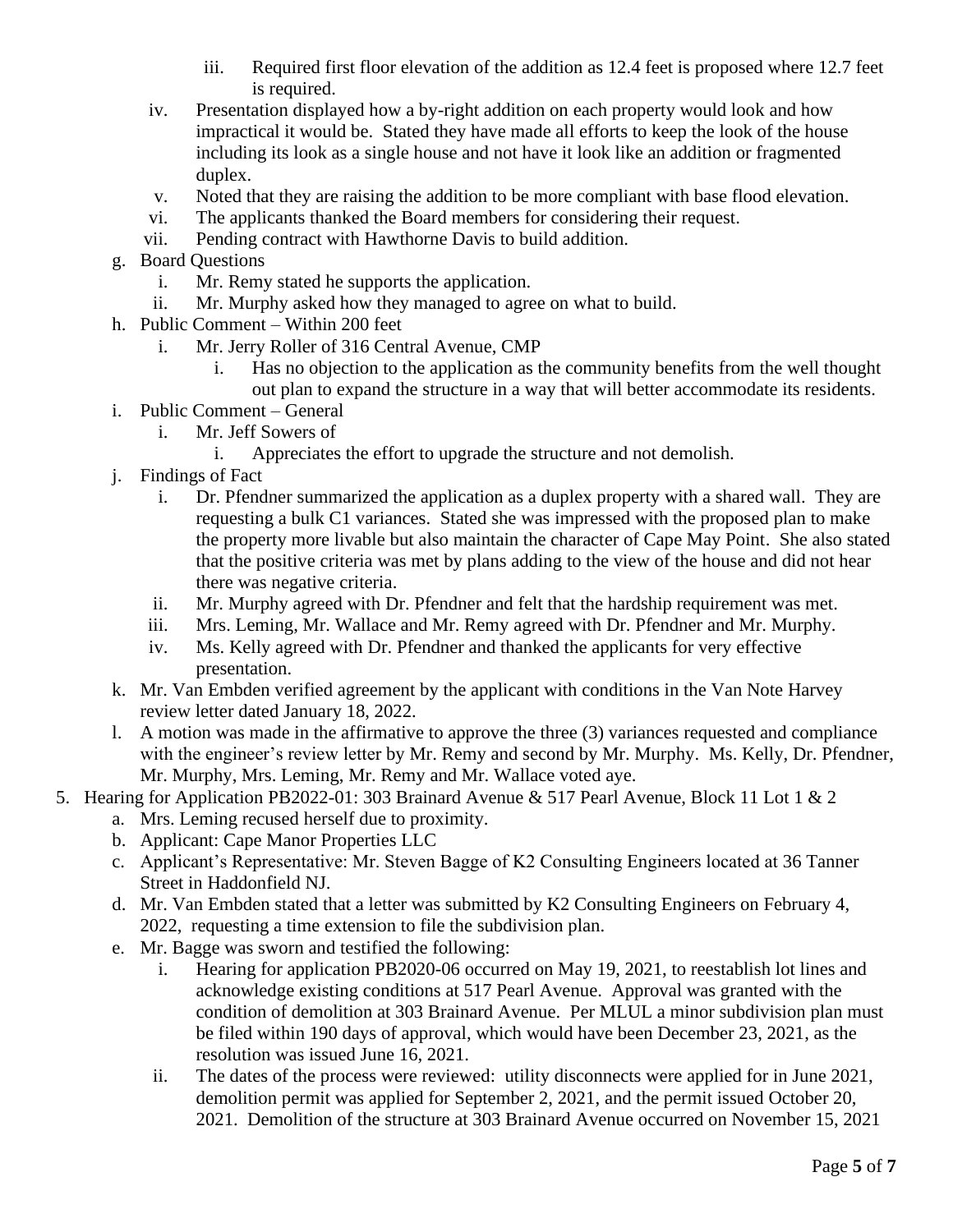iii. Required first floor elevation of the addition as 12.4 feet is proposed where 12.7 feet is required.

iv. Presentation displayed how a by-right addition on each property would look and how impractical it would be. Stated they have made all efforts to keep the look of the house including its look as a single house and not have it look like an addition or fragmented duplex.

v. Noted that they are raising the addition to be more compliant with base flood elevation.

vi. The applicants thanked the Board members for considering their request.

vii. Pending contract with Hawthorne Davis to build addition.

g. Board Questions
   i. Mr. Remy stated he supports the application.
   ii. Mr. Murphy asked how they managed to agree on what to build.

h. Public Comment – Within 200 feet
   i. Mr. Jerry Roller of 316 Central Avenue, CMP
      i. Has no objection to the application as the community benefits from the well thought out plan to expand the structure in a way that will better accommodate its residents.

i. Public Comment – General
   i. Mr. Jeff Sowers of
      i. Appreciates the effort to upgrade the structure and not demolish.

j. Findings of Fact
   i. Dr. Pfendner summarized the application as a duplex property with a shared wall. They are requesting a bulk C1 variances. Stated she was impressed with the proposed plan to make the property more livable but also maintain the character of Cape May Point. She also stated that the positive criteria was met by plans adding to the view of the house and did not hear there was negative criteria.
   ii. Mr. Murphy agreed with Dr. Pfendner and felt that the hardship requirement was met.
   iii. Mrs. Leming, Mr. Wallace and Mr. Remy agreed with Dr. Pfendner and Mr. Murphy.
   iv. Ms. Kelly agreed with Dr. Pfendner and thanked the applicants for very effective presentation.

k. Mr. Van Embden verified agreement by the applicant with conditions in the Van Note Harvey review letter dated January 18, 2022.

l. A motion was made in the affirmative to approve the three (3) variances requested and compliance with the engineer's review letter by Mr. Remy and second by Mr. Murphy. Ms. Kelly, Dr. Pfendner, Mr. Murphy, Mrs. Leming, Mr. Remy and Mr. Wallace voted aye.

5. Hearing for Application PB2022-01: 303 Brainard Avenue & 517 Pearl Avenue, Block 11 Lot 1 & 2
   a. Mrs. Leming recused herself due to proximity.
   b. Applicant: Cape Manor Properties LLC
   c. Applicant's Representative: Mr. Steven Bagge of K2 Consulting Engineers located at 36 Tanner Street in Haddonfield NJ.
   d. Mr. Van Embden stated that a letter was submitted by K2 Consulting Engineers on February 4, 2022, requesting a time extension to file the subdivision plan.
   e. Mr. Bagge was sworn and testified the following:
      i. Hearing for application PB2020-06 occurred on May 19, 2021, to reestablish lot lines and acknowledge existing conditions at 517 Pearl Avenue. Approval was granted with the condition of demolition at 303 Brainard Avenue. Per MLUL a minor subdivision plan must be filed within 190 days of approval, which would have been December 23, 2021, as the resolution was issued June 16, 2021.
      ii. The dates of the process were reviewed: utility disconnects were applied for in June 2021, demolition permit was applied for September 2, 2021, and the permit issued October 20, 2021. Demolition of the structure at 303 Brainard Avenue occurred on November 15, 2021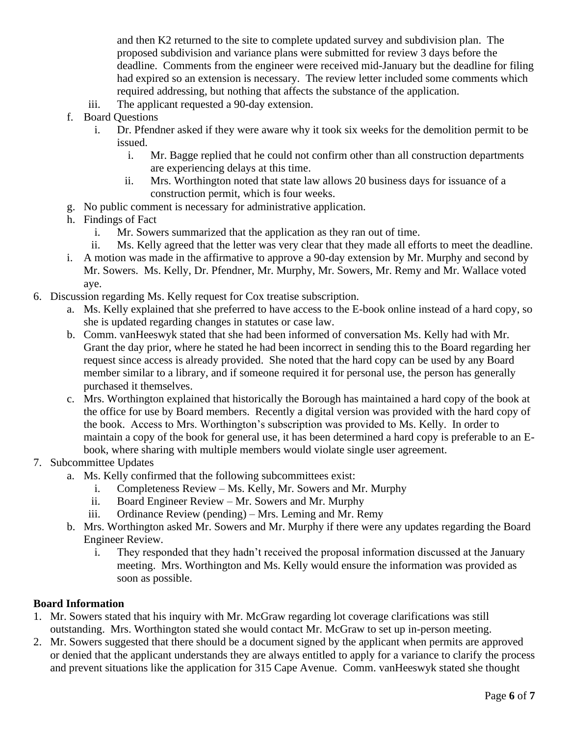and then K2 returned to the site to complete updated survey and subdivision plan. The proposed subdivision and variance plans were submitted for review 3 days before the deadline. Comments from the engineer were received mid-January but the deadline for filing had expired so an extension is necessary. The review letter included some comments which required addressing, but nothing that affects the substance of the application.

   iii. The applicant requested a 90-day extension.

   f. Board Questions
      i. Dr. Pfendner asked if they were aware why it took six weeks for the demolition permit to be issued.
         i. Mr. Bagge replied that he could not confirm other than all construction departments are experiencing delays at this time.
         ii. Mrs. Worthington noted that state law allows 20 business days for issuance of a construction permit, which is four weeks.
   g. No public comment is necessary for administrative application.
   h. Findings of Fact
      i. Mr. Sowers summarized that the application as they ran out of time.
      ii. Ms. Kelly agreed that the letter was very clear that they made all efforts to meet the deadline.
   i. A motion was made in the affirmative to approve a 90-day extension by Mr. Murphy and second by Mr. Sowers. Ms. Kelly, Dr. Pfendner, Mr. Murphy, Mr. Sowers, Mr. Remy and Mr. Wallace voted aye.

6. Discussion regarding Ms. Kelly request for Cox treatise subscription.
   a. Ms. Kelly explained that she preferred to have access to the E-book online instead of a hard copy, so she is updated regarding changes in statutes or case law.
   b. Comm. vanHeeswyk stated that she had been informed of conversation Ms. Kelly had with Mr. Grant the day prior, where he stated he had been incorrect in sending this to the Board regarding her request since access is already provided. She noted that the hard copy can be used by any Board member similar to a library, and if someone required it for personal use, the person has generally purchased it themselves.
   c. Mrs. Worthington explained that historically the Borough has maintained a hard copy of the book at the office for use by Board members. Recently a digital version was provided with the hard copy of the book. Access to Mrs. Worthington's subscription was provided to Ms. Kelly. In order to maintain a copy of the book for general use, it has been determined a hard copy is preferable to an E-book, where sharing with multiple members would violate single user agreement.

7. Subcommittee Updates
   a. Ms. Kelly confirmed that the following subcommittees exist:
      i. Completeness Review – Ms. Kelly, Mr. Sowers and Mr. Murphy
      ii. Board Engineer Review – Mr. Sowers and Mr. Murphy
      iii. Ordinance Review (pending) – Mrs. Leming and Mr. Remy
   b. Mrs. Worthington asked Mr. Sowers and Mr. Murphy if there were any updates regarding the Board Engineer Review.
      i. They responded that they hadn't received the proposal information discussed at the January meeting. Mrs. Worthington and Ms. Kelly would ensure the information was provided as soon as possible.

**Board Information**

1. Mr. Sowers stated that his inquiry with Mr. McGraw regarding lot coverage clarifications was still outstanding. Mrs. Worthington stated she would contact Mr. McGraw to set up in-person meeting.
2. Mr. Sowers suggested that there should be a document signed by the applicant when permits are approved or denied that the applicant understands they are always entitled to apply for a variance to clarify the process and prevent situations like the application for 315 Cape Avenue. Comm. vanHeeswyk stated she thought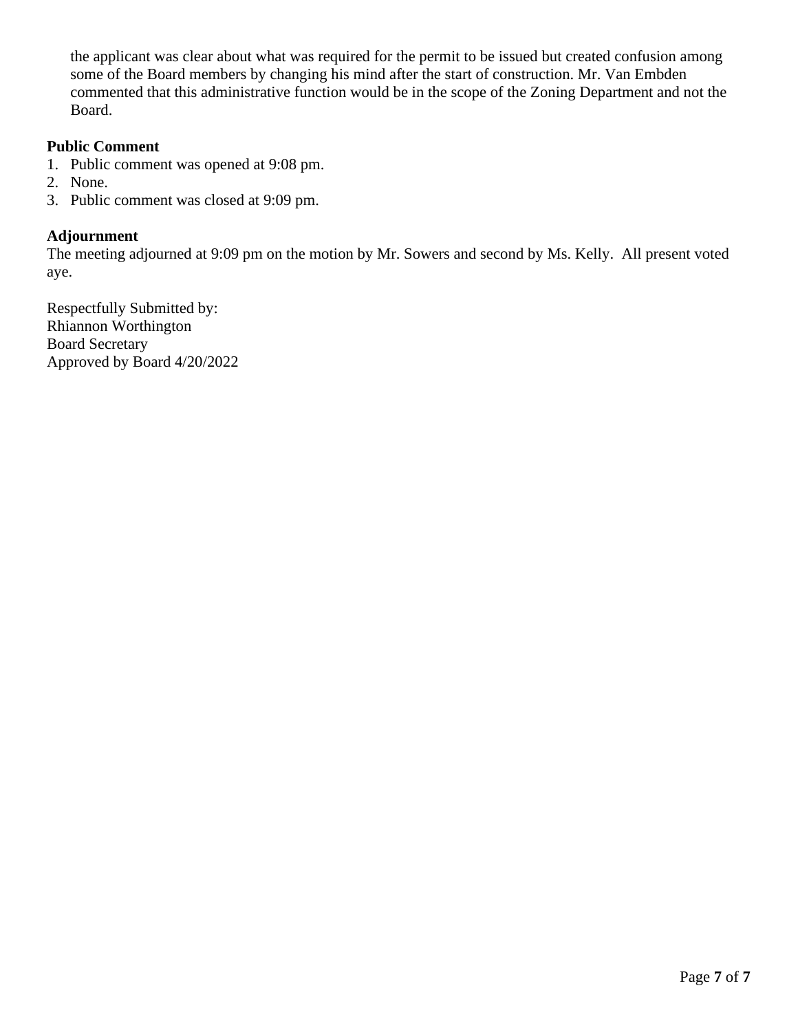the applicant was clear about what was required for the permit to be issued but created confusion among some of the Board members by changing his mind after the start of construction. Mr. Van Embden commented that this administrative function would be in the scope of the Zoning Department and not the Board.

**Public Comment**

1. Public comment was opened at 9:08 pm.
2. None.
3. Public comment was closed at 9:09 pm.

**Adjournment**

The meeting adjourned at 9:09 pm on the motion by Mr. Sowers and second by Ms. Kelly. All present voted aye.

Respectfully Submitted by:
Rhiannon Worthington
Board Secretary
Approved by Board 4/20/2022